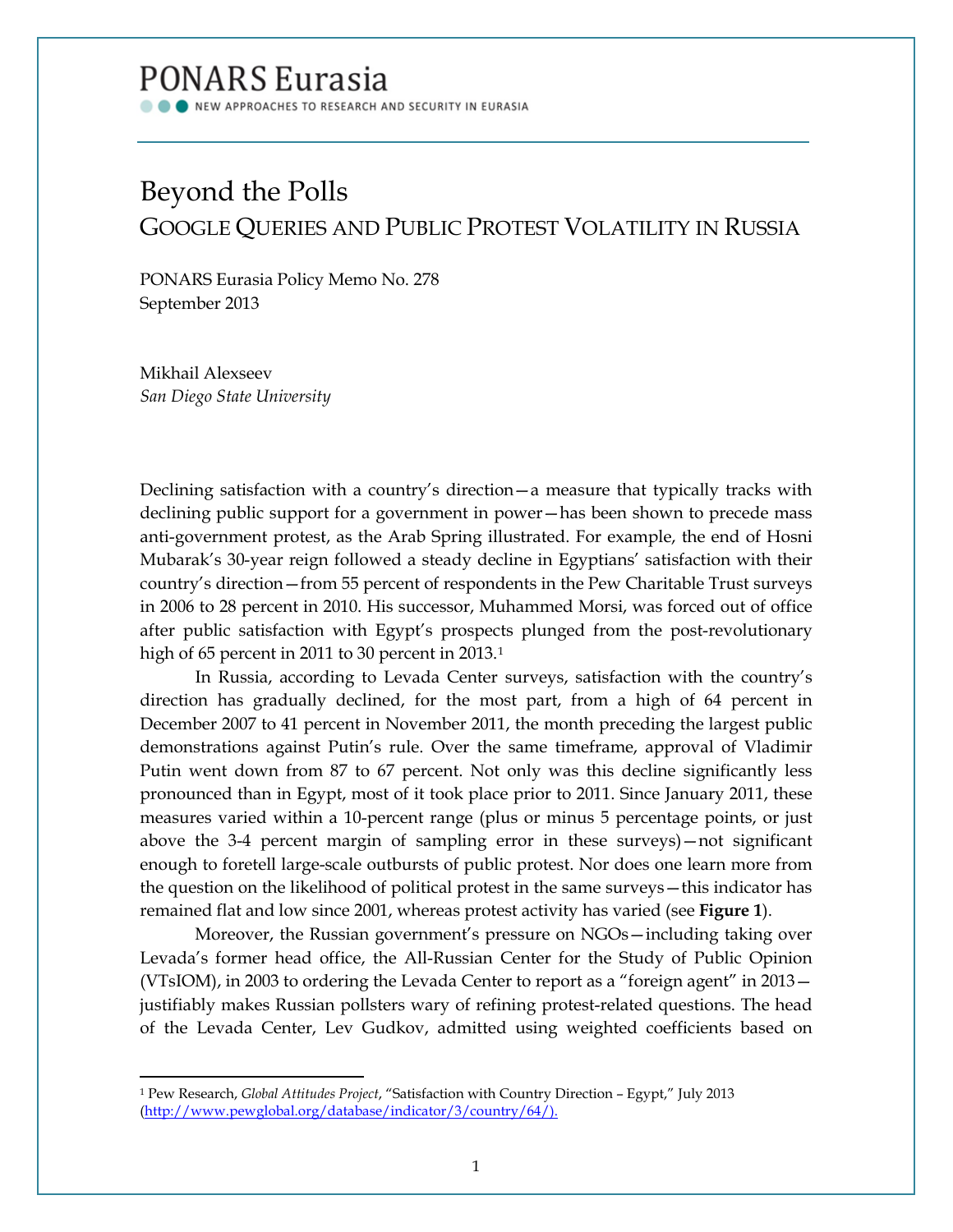PONARS Eurasia

NEW APPROACHES TO RESEARCH AND SECURITY IN EURASIA

# Beyond the Polls

## GOOGLE QUERIES AND PUBLIC PROTEST VOLATILITY IN RUSSIA

PONARS Eurasia Policy Memo No. 278
September 2013

Mikhail Alexseev
*San Diego State University*

Declining satisfaction with a country's direction—a measure that typically tracks with declining public support for a government in power—has been shown to precede mass anti-government protest, as the Arab Spring illustrated. For example, the end of Hosni Mubarak's 30-year reign followed a steady decline in Egyptians' satisfaction with their country's direction—from 55 percent of respondents in the Pew Charitable Trust surveys in 2006 to 28 percent in 2010. His successor, Muhammed Morsi, was forced out of office after public satisfaction with Egypt's prospects plunged from the post-revolutionary high of 65 percent in 2011 to 30 percent in 2013.[1]

In Russia, according to Levada Center surveys, satisfaction with the country's direction has gradually declined, for the most part, from a high of 64 percent in December 2007 to 41 percent in November 2011, the month preceding the largest public demonstrations against Putin's rule. Over the same timeframe, approval of Vladimir Putin went down from 87 to 67 percent. Not only was this decline significantly less pronounced than in Egypt, most of it took place prior to 2011. Since January 2011, these measures varied within a 10-percent range (plus or minus 5 percentage points, or just above the 3-4 percent margin of sampling error in these surveys)—not significant enough to foretell large-scale outbursts of public protest. Nor does one learn more from the question on the likelihood of political protest in the same surveys—this indicator has remained flat and low since 2001, whereas protest activity has varied (see **Figure 1**).

Moreover, the Russian government's pressure on NGOs—including taking over Levada's former head office, the All-Russian Center for the Study of Public Opinion (VTsIOM), in 2003 to ordering the Levada Center to report as a "foreign agent" in 2013—justifiably makes Russian pollsters wary of refining protest-related questions. The head of the Levada Center, Lev Gudkov, admitted using weighted coefficients based on

---

[1] Pew Research, *Global Attitudes Project*, "Satisfaction with Country Direction – Egypt," July 2013 (http://www.pewglobal.org/database/indicator/3/country/64/).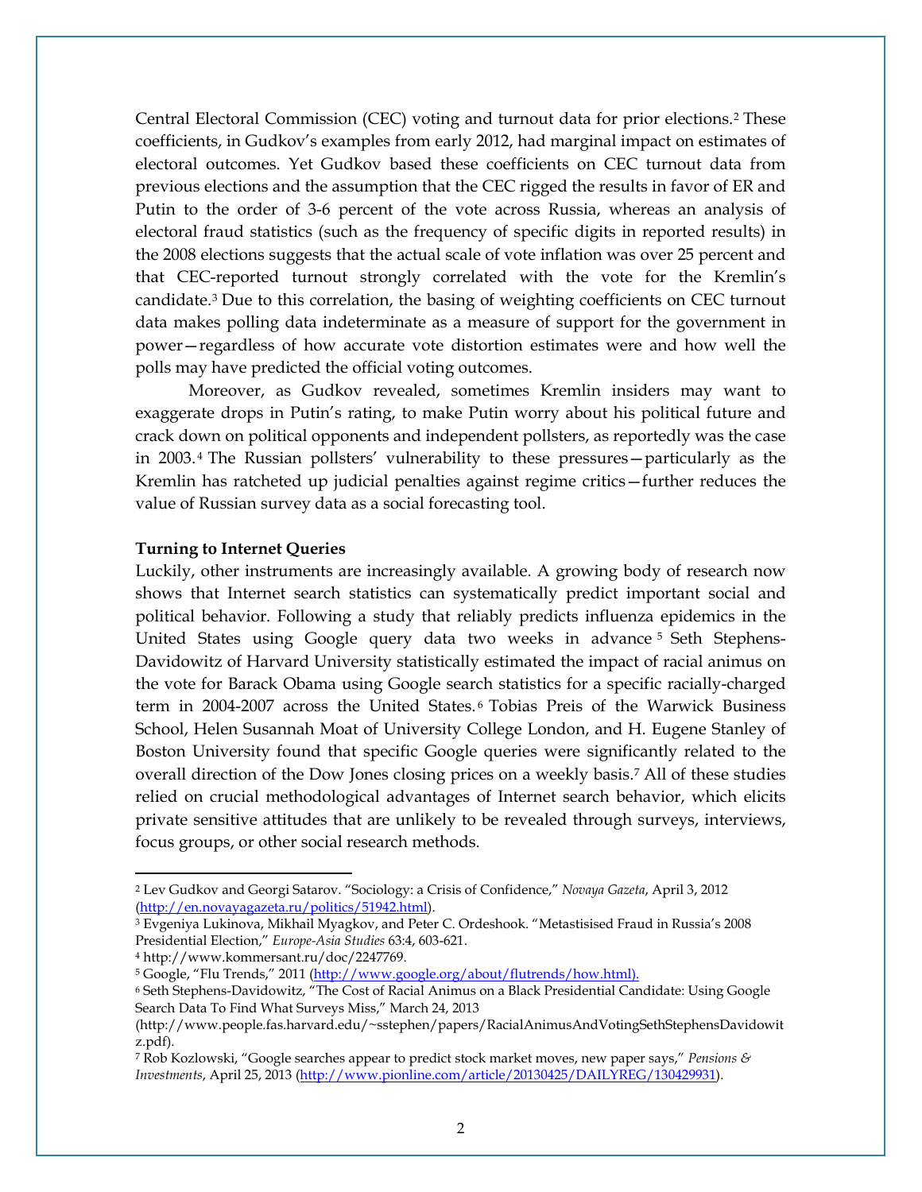Central Electoral Commission (CEC) voting and turnout data for prior elections.[2] These coefficients, in Gudkov's examples from early 2012, had marginal impact on estimates of electoral outcomes. Yet Gudkov based these coefficients on CEC turnout data from previous elections and the assumption that the CEC rigged the results in favor of ER and Putin to the order of 3-6 percent of the vote across Russia, whereas an analysis of electoral fraud statistics (such as the frequency of specific digits in reported results) in the 2008 elections suggests that the actual scale of vote inflation was over 25 percent and that CEC-reported turnout strongly correlated with the vote for the Kremlin's candidate.[3] Due to this correlation, the basing of weighting coefficients on CEC turnout data makes polling data indeterminate as a measure of support for the government in power—regardless of how accurate vote distortion estimates were and how well the polls may have predicted the official voting outcomes.

Moreover, as Gudkov revealed, sometimes Kremlin insiders may want to exaggerate drops in Putin's rating, to make Putin worry about his political future and crack down on political opponents and independent pollsters, as reportedly was the case in 2003.[4] The Russian pollsters' vulnerability to these pressures—particularly as the Kremlin has ratcheted up judicial penalties against regime critics—further reduces the value of Russian survey data as a social forecasting tool.

**Turning to Internet Queries**

Luckily, other instruments are increasingly available. A growing body of research now shows that Internet search statistics can systematically predict important social and political behavior. Following a study that reliably predicts influenza epidemics in the United States using Google query data two weeks in advance[5] Seth Stephens-Davidowitz of Harvard University statistically estimated the impact of racial animus on the vote for Barack Obama using Google search statistics for a specific racially-charged term in 2004-2007 across the United States.[6] Tobias Preis of the Warwick Business School, Helen Susannah Moat of University College London, and H. Eugene Stanley of Boston University found that specific Google queries were significantly related to the overall direction of the Dow Jones closing prices on a weekly basis.[7] All of these studies relied on crucial methodological advantages of Internet search behavior, which elicits private sensitive attitudes that are unlikely to be revealed through surveys, interviews, focus groups, or other social research methods.

---

[2] Lev Gudkov and Georgi Satarov. "Sociology: a Crisis of Confidence," *Novaya Gazeta*, April 3, 2012 (http://en.novayagazeta.ru/politics/51942.html).

[3] Evgeniya Lukinova, Mikhail Myagkov, and Peter C. Ordeshook. "Metastisised Fraud in Russia's 2008 Presidential Election," *Europe-Asia Studies* 63:4, 603-621.

[4] http://www.kommersant.ru/doc/2247769.

[5] Google, "Flu Trends," 2011 (http://www.google.org/about/flutrends/how.html).

[6] Seth Stephens-Davidowitz, "The Cost of Racial Animus on a Black Presidential Candidate: Using Google Search Data To Find What Surveys Miss," March 24, 2013 (http://www.people.fas.harvard.edu/~sstephen/papers/RacialAnimusAndVotingSethStephensDavidowitz.pdf).

[7] Rob Kozlowski, "Google searches appear to predict stock market moves, new paper says," *Pensions & Investments*, April 25, 2013 (http://www.pionline.com/article/20130425/DAILYREG/130429931).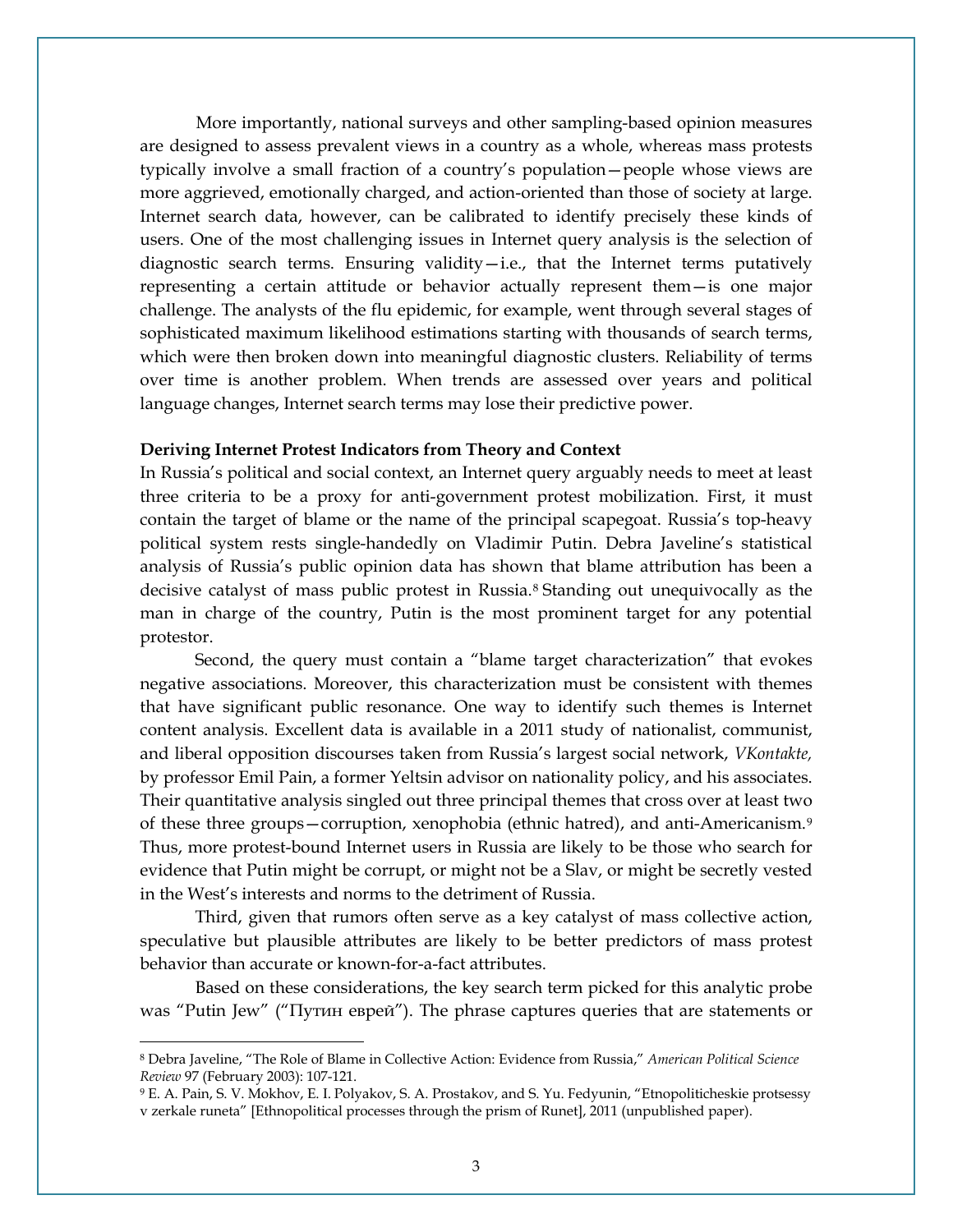More importantly, national surveys and other sampling-based opinion measures are designed to assess prevalent views in a country as a whole, whereas mass protests typically involve a small fraction of a country's population—people whose views are more aggrieved, emotionally charged, and action-oriented than those of society at large. Internet search data, however, can be calibrated to identify precisely these kinds of users. One of the most challenging issues in Internet query analysis is the selection of diagnostic search terms. Ensuring validity—i.e., that the Internet terms putatively representing a certain attitude or behavior actually represent them—is one major challenge. The analysts of the flu epidemic, for example, went through several stages of sophisticated maximum likelihood estimations starting with thousands of search terms, which were then broken down into meaningful diagnostic clusters. Reliability of terms over time is another problem. When trends are assessed over years and political language changes, Internet search terms may lose their predictive power.

**Deriving Internet Protest Indicators from Theory and Context**

In Russia's political and social context, an Internet query arguably needs to meet at least three criteria to be a proxy for anti-government protest mobilization. First, it must contain the target of blame or the name of the principal scapegoat. Russia's top-heavy political system rests single-handedly on Vladimir Putin. Debra Javeline's statistical analysis of Russia's public opinion data has shown that blame attribution has been a decisive catalyst of mass public protest in Russia.[8] Standing out unequivocally as the man in charge of the country, Putin is the most prominent target for any potential protestor.

Second, the query must contain a "blame target characterization" that evokes negative associations. Moreover, this characterization must be consistent with themes that have significant public resonance. One way to identify such themes is Internet content analysis. Excellent data is available in a 2011 study of nationalist, communist, and liberal opposition discourses taken from Russia's largest social network, *VKontakte,* by professor Emil Pain, a former Yeltsin advisor on nationality policy, and his associates. Their quantitative analysis singled out three principal themes that cross over at least two of these three groups—corruption, xenophobia (ethnic hatred), and anti-Americanism.[9] Thus, more protest-bound Internet users in Russia are likely to be those who search for evidence that Putin might be corrupt, or might not be a Slav, or might be secretly vested in the West's interests and norms to the detriment of Russia.

Third, given that rumors often serve as a key catalyst of mass collective action, speculative but plausible attributes are likely to be better predictors of mass protest behavior than accurate or known-for-a-fact attributes.

Based on these considerations, the key search term picked for this analytic probe was "Putin Jew" ("Путин еврей"). The phrase captures queries that are statements or

---

[8] Debra Javeline, "The Role of Blame in Collective Action: Evidence from Russia," *American Political Science Review* 97 (February 2003): 107-121.

[9] E. A. Pain, S. V. Mokhov, E. I. Polyakov, S. A. Prostakov, and S. Yu. Fedyunin, "Etnopoliticheskie protsessy v zerkale runeta" [Ethnopolitical processes through the prism of Runet], 2011 (unpublished paper).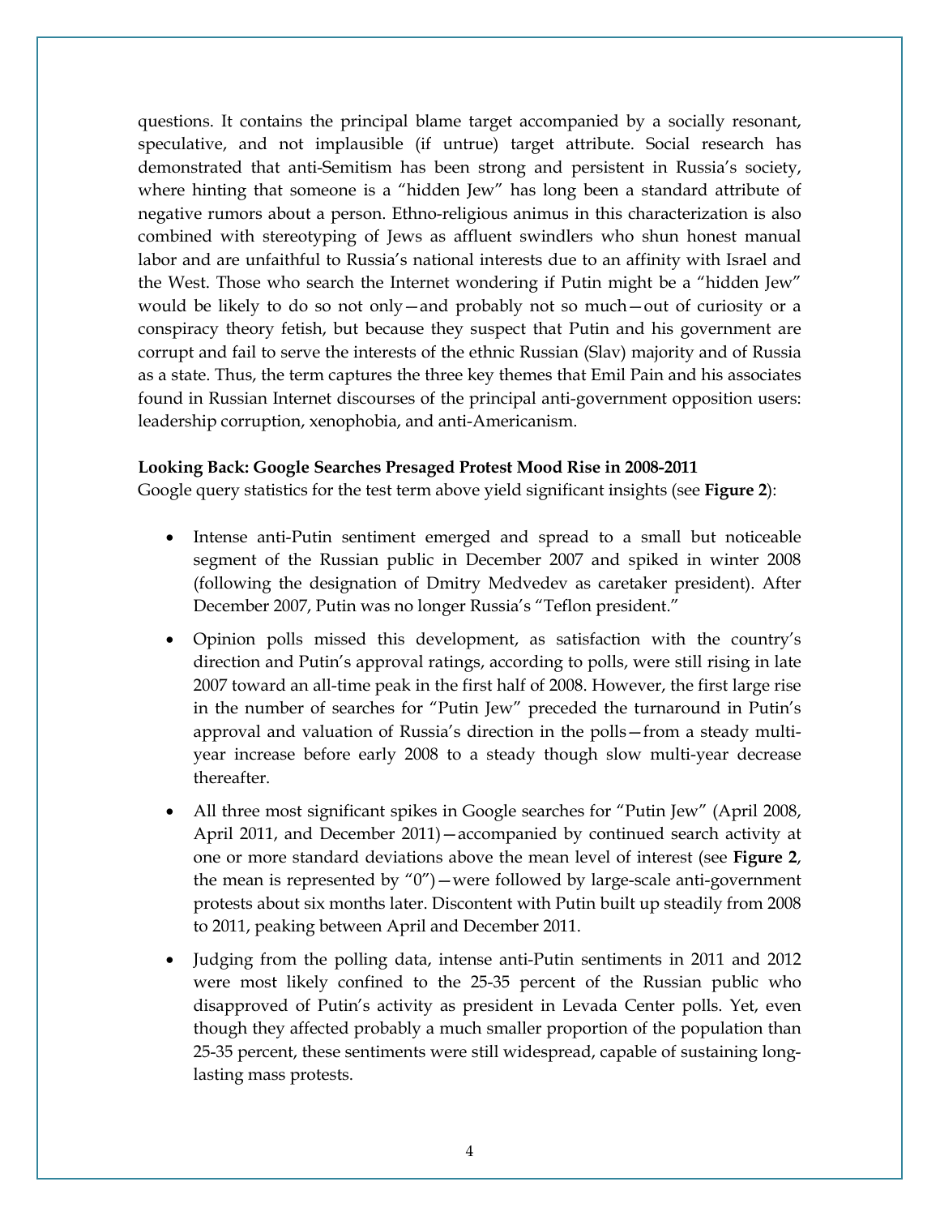questions. It contains the principal blame target accompanied by a socially resonant, speculative, and not implausible (if untrue) target attribute. Social research has demonstrated that anti-Semitism has been strong and persistent in Russia's society, where hinting that someone is a "hidden Jew" has long been a standard attribute of negative rumors about a person. Ethno-religious animus in this characterization is also combined with stereotyping of Jews as affluent swindlers who shun honest manual labor and are unfaithful to Russia's national interests due to an affinity with Israel and the West. Those who search the Internet wondering if Putin might be a "hidden Jew" would be likely to do so not only—and probably not so much—out of curiosity or a conspiracy theory fetish, but because they suspect that Putin and his government are corrupt and fail to serve the interests of the ethnic Russian (Slav) majority and of Russia as a state. Thus, the term captures the three key themes that Emil Pain and his associates found in Russian Internet discourses of the principal anti-government opposition users: leadership corruption, xenophobia, and anti-Americanism.

**Looking Back: Google Searches Presaged Protest Mood Rise in 2008-2011**

Google query statistics for the test term above yield significant insights (see **Figure 2**):

- Intense anti-Putin sentiment emerged and spread to a small but noticeable segment of the Russian public in December 2007 and spiked in winter 2008 (following the designation of Dmitry Medvedev as caretaker president). After December 2007, Putin was no longer Russia's "Teflon president."
- Opinion polls missed this development, as satisfaction with the country's direction and Putin's approval ratings, according to polls, were still rising in late 2007 toward an all-time peak in the first half of 2008. However, the first large rise in the number of searches for "Putin Jew" preceded the turnaround in Putin's approval and valuation of Russia's direction in the polls—from a steady multi-year increase before early 2008 to a steady though slow multi-year decrease thereafter.
- All three most significant spikes in Google searches for "Putin Jew" (April 2008, April 2011, and December 2011)—accompanied by continued search activity at one or more standard deviations above the mean level of interest (see **Figure 2**, the mean is represented by "0")—were followed by large-scale anti-government protests about six months later. Discontent with Putin built up steadily from 2008 to 2011, peaking between April and December 2011.
- Judging from the polling data, intense anti-Putin sentiments in 2011 and 2012 were most likely confined to the 25-35 percent of the Russian public who disapproved of Putin's activity as president in Levada Center polls. Yet, even though they affected probably a much smaller proportion of the population than 25-35 percent, these sentiments were still widespread, capable of sustaining long-lasting mass protests.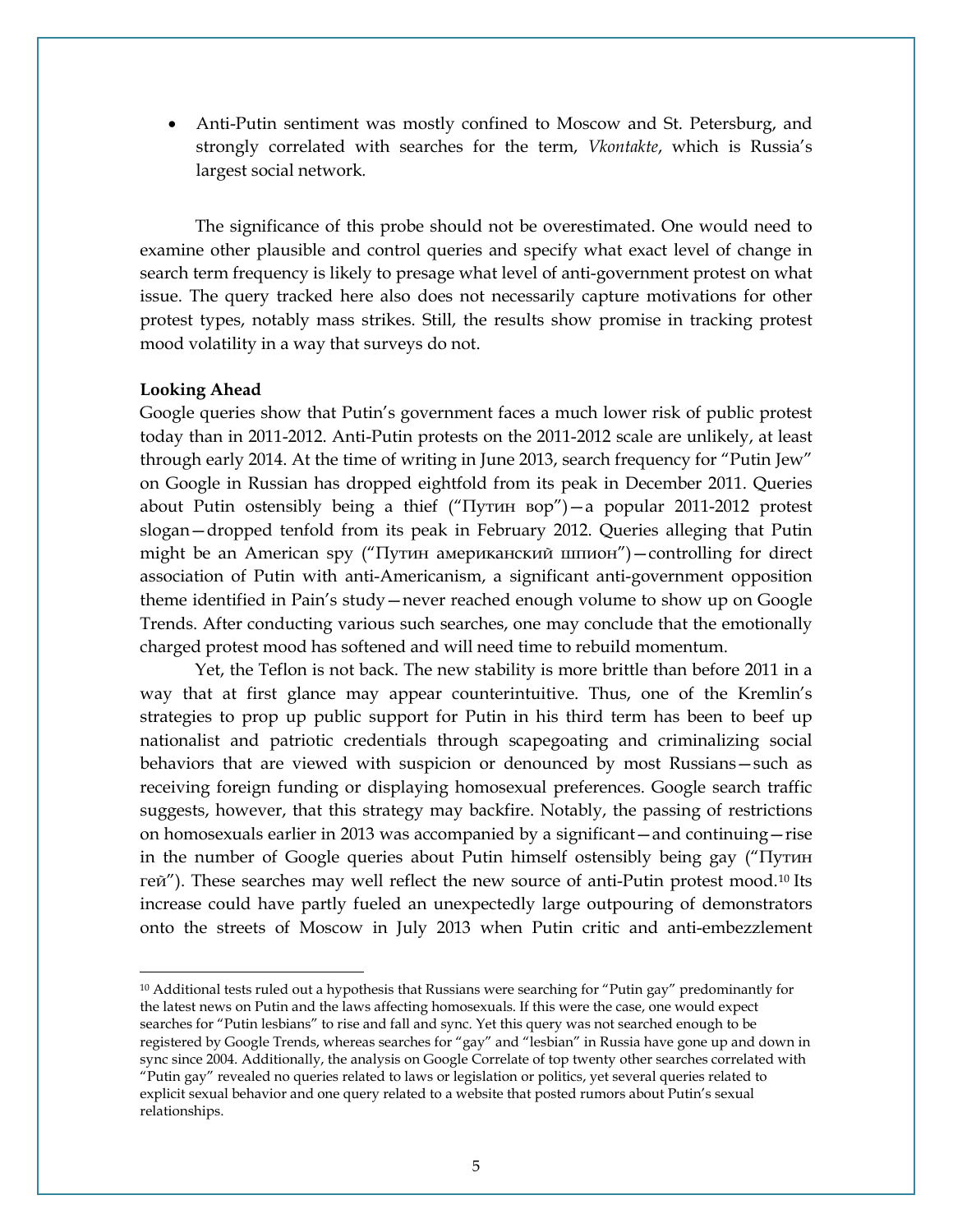- Anti-Putin sentiment was mostly confined to Moscow and St. Petersburg, and strongly correlated with searches for the term, *Vkontakte*, which is Russia's largest social network.

The significance of this probe should not be overestimated. One would need to examine other plausible and control queries and specify what exact level of change in search term frequency is likely to presage what level of anti-government protest on what issue. The query tracked here also does not necessarily capture motivations for other protest types, notably mass strikes. Still, the results show promise in tracking protest mood volatility in a way that surveys do not.

**Looking Ahead**

Google queries show that Putin's government faces a much lower risk of public protest today than in 2011-2012. Anti-Putin protests on the 2011-2012 scale are unlikely, at least through early 2014. At the time of writing in June 2013, search frequency for "Putin Jew" on Google in Russian has dropped eightfold from its peak in December 2011. Queries about Putin ostensibly being a thief ("Путин вор")—a popular 2011-2012 protest slogan—dropped tenfold from its peak in February 2012. Queries alleging that Putin might be an American spy ("Путин американский шпион")—controlling for direct association of Putin with anti-Americanism, a significant anti-government opposition theme identified in Pain's study—never reached enough volume to show up on Google Trends. After conducting various such searches, one may conclude that the emotionally charged protest mood has softened and will need time to rebuild momentum.

Yet, the Teflon is not back. The new stability is more brittle than before 2011 in a way that at first glance may appear counterintuitive. Thus, one of the Kremlin's strategies to prop up public support for Putin in his third term has been to beef up nationalist and patriotic credentials through scapegoating and criminalizing social behaviors that are viewed with suspicion or denounced by most Russians—such as receiving foreign funding or displaying homosexual preferences. Google search traffic suggests, however, that this strategy may backfire. Notably, the passing of restrictions on homosexuals earlier in 2013 was accompanied by a significant—and continuing—rise in the number of Google queries about Putin himself ostensibly being gay ("Путин гей"). These searches may well reflect the new source of anti-Putin protest mood.[10] Its increase could have partly fueled an unexpectedly large outpouring of demonstrators onto the streets of Moscow in July 2013 when Putin critic and anti-embezzlement

[10] Additional tests ruled out a hypothesis that Russians were searching for "Putin gay" predominantly for the latest news on Putin and the laws affecting homosexuals. If this were the case, one would expect searches for "Putin lesbians" to rise and fall and sync. Yet this query was not searched enough to be registered by Google Trends, whereas searches for "gay" and "lesbian" in Russia have gone up and down in sync since 2004. Additionally, the analysis on Google Correlate of top twenty other searches correlated with "Putin gay" revealed no queries related to laws or legislation or politics, yet several queries related to explicit sexual behavior and one query related to a website that posted rumors about Putin's sexual relationships.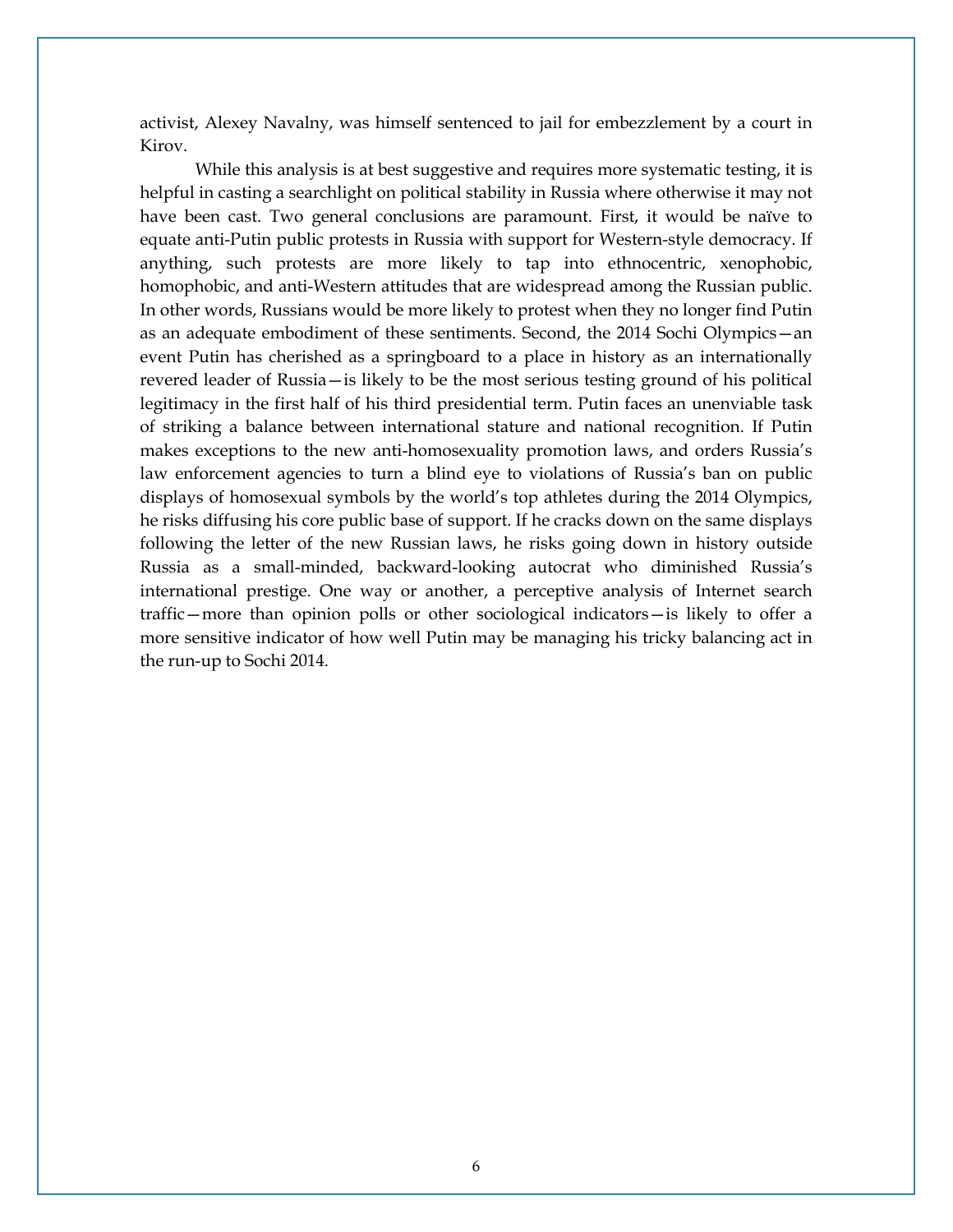activist, Alexey Navalny, was himself sentenced to jail for embezzlement by a court in Kirov.

While this analysis is at best suggestive and requires more systematic testing, it is helpful in casting a searchlight on political stability in Russia where otherwise it may not have been cast. Two general conclusions are paramount. First, it would be naïve to equate anti-Putin public protests in Russia with support for Western-style democracy. If anything, such protests are more likely to tap into ethnocentric, xenophobic, homophobic, and anti-Western attitudes that are widespread among the Russian public. In other words, Russians would be more likely to protest when they no longer find Putin as an adequate embodiment of these sentiments. Second, the 2014 Sochi Olympics—an event Putin has cherished as a springboard to a place in history as an internationally revered leader of Russia—is likely to be the most serious testing ground of his political legitimacy in the first half of his third presidential term. Putin faces an unenviable task of striking a balance between international stature and national recognition. If Putin makes exceptions to the new anti-homosexuality promotion laws, and orders Russia's law enforcement agencies to turn a blind eye to violations of Russia's ban on public displays of homosexual symbols by the world's top athletes during the 2014 Olympics, he risks diffusing his core public base of support. If he cracks down on the same displays following the letter of the new Russian laws, he risks going down in history outside Russia as a small-minded, backward-looking autocrat who diminished Russia's international prestige. One way or another, a perceptive analysis of Internet search traffic—more than opinion polls or other sociological indicators—is likely to offer a more sensitive indicator of how well Putin may be managing his tricky balancing act in the run-up to Sochi 2014.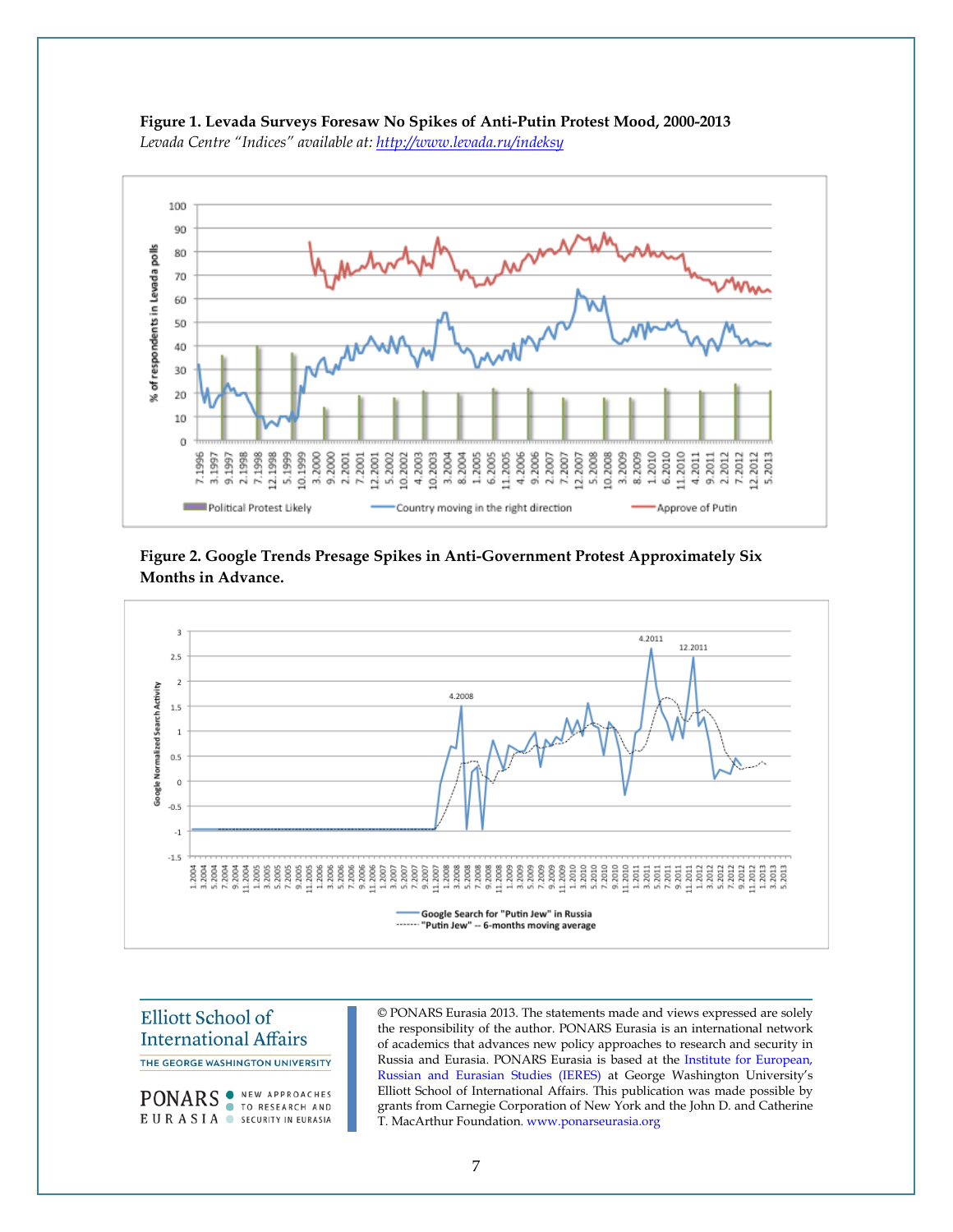**Figure 1. Levada Surveys Foresaw No Spikes of Anti-Putin Protest Mood, 2000-2013**

*Levada Centre "Indices" available at: [http://www.levada.ru/indeksy](http://www.levada.ru/indeksy)*

100
90
80
70
60
50
40
30
20
10
0

% of respondents in Levada polls

7.1996 3.1997 9.1997 2.1998 7.1998 12.1998 5.1999 10.1999 3.2000 9.2000 2.2001 7.2001 12.2001 5.2002 10.2002 4.2003 10.2003 3.2004 8.2004 1.2005 6.2005 11.2005 4.2006 9.2006 2.2007 7.2007 12.2007 5.2008 10.2008 3.2009 8.2009 1.2010 6.2010 11.2010 4.2011 9.2011 2.2012 7.2012 12.2012 5.2013

Political Protest Likely
Country moving in the right direction
Approve of Putin

**Figure 2. Google Trends Presage Spikes in Anti-Government Protest Approximately Six Months in Advance.**

3
2.5
2
1.5
1
0.5
0
-0.5
-1
-1.5

Google Normalized Search Activity

4.2008
4.2011
12.2011

1.2004 3.2004 5.2004 7.2004 9.2004 11.2004 1.2005 3.2005 5.2005 7.2005 9.2005 11.2005 1.2006 3.2006 5.2006 7.2006 9.2006 11.2006 1.2007 3.2007 5.2007 7.2007 9.2007 11.2007 1.2008 3.2008 5.2008 7.2008 9.2008 11.2008 1.2009 3.2009 5.2009 7.2009 9.2009 11.2009 1.2010 3.2010 5.2010 7.2010 9.2010 11.2010 1.2011 3.2011 5.2011 7.2011 9.2011 11.2011 1.2012 3.2012 5.2012 7.2012 9.2012 11.2012 1.2013 3.2013 5.2013

Google Search for "Putin Jew" in Russia
"Putin Jew" -- 6-months moving average

Elliott School of International Affairs
THE GEORGE WASHINGTON UNIVERSITY

PONARS EURASIA — NEW APPROACHES TO RESEARCH AND SECURITY IN EURASIA

© PONARS Eurasia 2013. The statements made and views expressed are solely the responsibility of the author. PONARS Eurasia is an international network of academics that advances new policy approaches to research and security in Russia and Eurasia. PONARS Eurasia is based at the Institute for European, Russian and Eurasian Studies (IERES) at George Washington University's Elliott School of International Affairs. This publication was made possible by grants from Carnegie Corporation of New York and the John D. and Catherine T. MacArthur Foundation. www.ponarseurasia.org